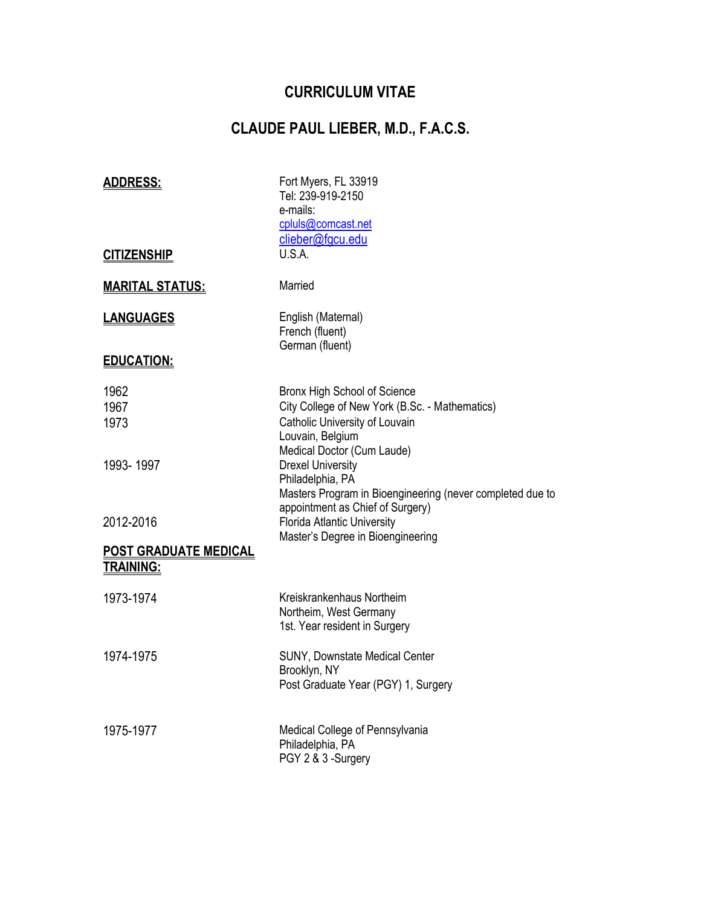# CURRICULUM VITAE

# CLAUDE PAUL LIEBER, M.D., F.A.C.S.

**ADDRESS:**

Fort Myers, FL 33919
Tel: 239-919-2150
e-mails:
cpluls@comcast.net
clieber@fgcu.edu

**CITIZENSHIP**

U.S.A.

**MARITAL STATUS:**

Married

**LANGUAGES**

English (Maternal)
French (fluent)
German (fluent)

**EDUCATION:**

| | |
|---|---|
| 1962 | Bronx High School of Science |
| 1967 | City College of New York (B.Sc. - Mathematics) |
| 1973 | Catholic University of Louvain<br>Louvain, Belgium<br>Medical Doctor (Cum Laude) |
| 1993- 1997 | Drexel University<br>Philadelphia, PA<br>Masters Program in Bioengineering (never completed due to appointment as Chief of Surgery) |
| 2012-2016 | Florida Atlantic University<br>Master's Degree in Bioengineering |

**POST GRADUATE MEDICAL TRAINING:**

| | |
|---|---|
| 1973-1974 | Kreiskrankenhaus Northeim<br>Northeim, West Germany<br>1st. Year resident in Surgery |
| 1974-1975 | SUNY, Downstate Medical Center<br>Brooklyn, NY<br>Post Graduate Year (PGY) 1, Surgery |
| 1975-1977 | Medical College of Pennsylvania<br>Philadelphia, PA<br>PGY 2 & 3 -Surgery |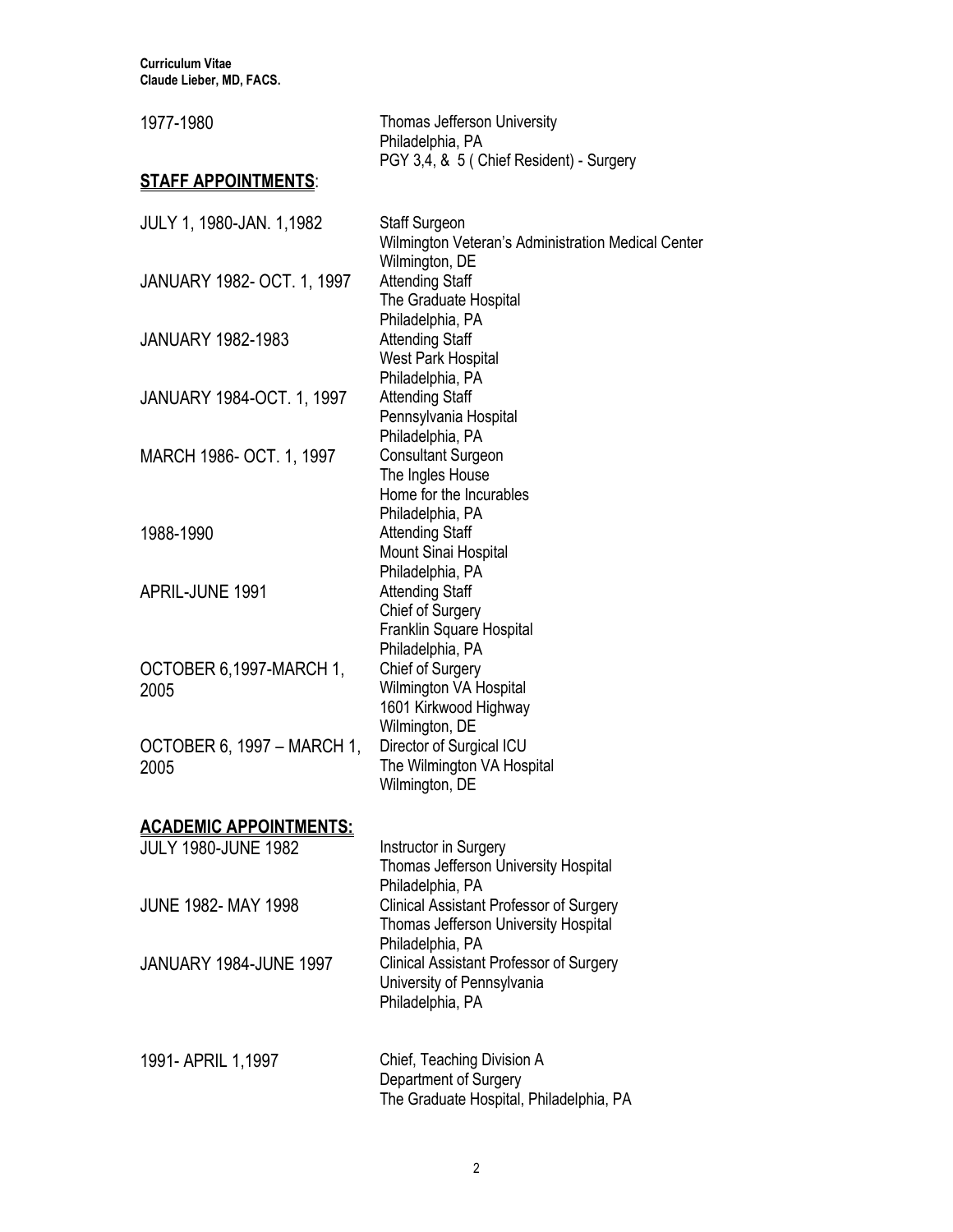1977-1980 | Thomas Jefferson University
Philadelphia, PA
PGY 3,4, & 5 ( Chief Resident) - Surgery

## STAFF APPOINTMENTS:

| | |
|---|---|
| JULY 1, 1980-JAN. 1,1982 | Staff Surgeon<br>Wilmington Veteran's Administration Medical Center<br>Wilmington, DE |
| JANUARY 1982- OCT. 1, 1997 | Attending Staff<br>The Graduate Hospital<br>Philadelphia, PA |
| JANUARY 1982-1983 | Attending Staff<br>West Park Hospital<br>Philadelphia, PA |
| JANUARY 1984-OCT. 1, 1997 | Attending Staff<br>Pennsylvania Hospital<br>Philadelphia, PA |
| MARCH 1986- OCT. 1, 1997 | Consultant Surgeon<br>The Ingles House<br>Home for the Incurables<br>Philadelphia, PA |
| 1988-1990 | Attending Staff<br>Mount Sinai Hospital<br>Philadelphia, PA |
| APRIL-JUNE 1991 | Attending Staff<br>Chief of Surgery<br>Franklin Square Hospital<br>Philadelphia, PA |
| OCTOBER 6,1997-MARCH 1, 2005 | Chief of Surgery<br>Wilmington VA Hospital<br>1601 Kirkwood Highway<br>Wilmington, DE |
| OCTOBER 6, 1997 – MARCH 1, 2005 | Director of Surgical ICU<br>The Wilmington VA Hospital<br>Wilmington, DE |

## ACADEMIC APPOINTMENTS:

| | |
|---|---|
| JULY 1980-JUNE 1982 | Instructor in Surgery<br>Thomas Jefferson University Hospital<br>Philadelphia, PA |
| JUNE 1982- MAY 1998 | Clinical Assistant Professor of Surgery<br>Thomas Jefferson University Hospital<br>Philadelphia, PA |
| JANUARY 1984-JUNE 1997 | Clinical Assistant Professor of Surgery<br>University of Pennsylvania<br>Philadelphia, PA |
| 1991- APRIL 1,1997 | Chief, Teaching Division A<br>Department of Surgery<br>The Graduate Hospital, Philadelphia, PA |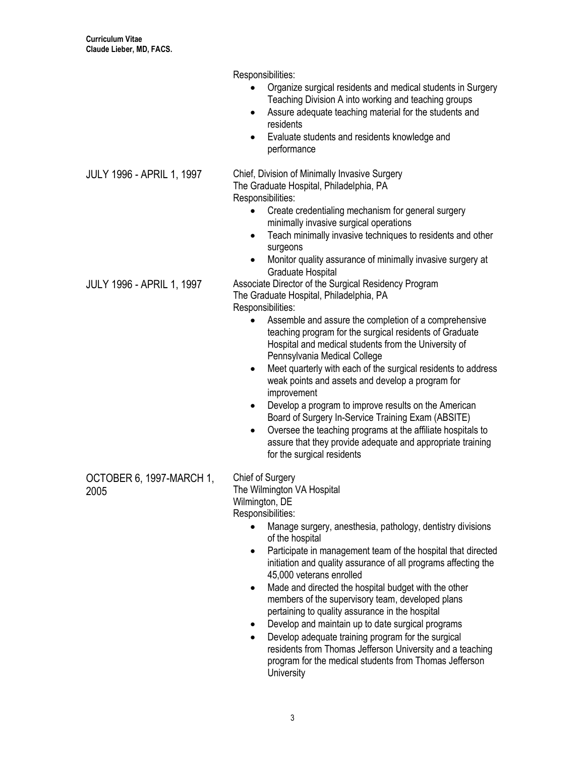Responsibilities:

- Organize surgical residents and medical students in Surgery Teaching Division A into working and teaching groups
- Assure adequate teaching material for the students and residents
- Evaluate students and residents knowledge and performance

JULY 1996 - APRIL 1, 1997

Chief, Division of Minimally Invasive Surgery
The Graduate Hospital, Philadelphia, PA
Responsibilities:

- Create credentialing mechanism for general surgery minimally invasive surgical operations
- Teach minimally invasive techniques to residents and other surgeons
- Monitor quality assurance of minimally invasive surgery at Graduate Hospital

JULY 1996 - APRIL 1, 1997

Associate Director of the Surgical Residency Program
The Graduate Hospital, Philadelphia, PA
Responsibilities:

- Assemble and assure the completion of a comprehensive teaching program for the surgical residents of Graduate Hospital and medical students from the University of Pennsylvania Medical College
- Meet quarterly with each of the surgical residents to address weak points and assets and develop a program for improvement
- Develop a program to improve results on the American Board of Surgery In-Service Training Exam (ABSITE)
- Oversee the teaching programs at the affiliate hospitals to assure that they provide adequate and appropriate training for the surgical residents

OCTOBER 6, 1997-MARCH 1, 2005

Chief of Surgery
The Wilmington VA Hospital
Wilmington, DE
Responsibilities:

- Manage surgery, anesthesia, pathology, dentistry divisions of the hospital
- Participate in management team of the hospital that directed initiation and quality assurance of all programs affecting the 45,000 veterans enrolled
- Made and directed the hospital budget with the other members of the supervisory team, developed plans pertaining to quality assurance in the hospital
- Develop and maintain up to date surgical programs
- Develop adequate training program for the surgical residents from Thomas Jefferson University and a teaching program for the medical students from Thomas Jefferson University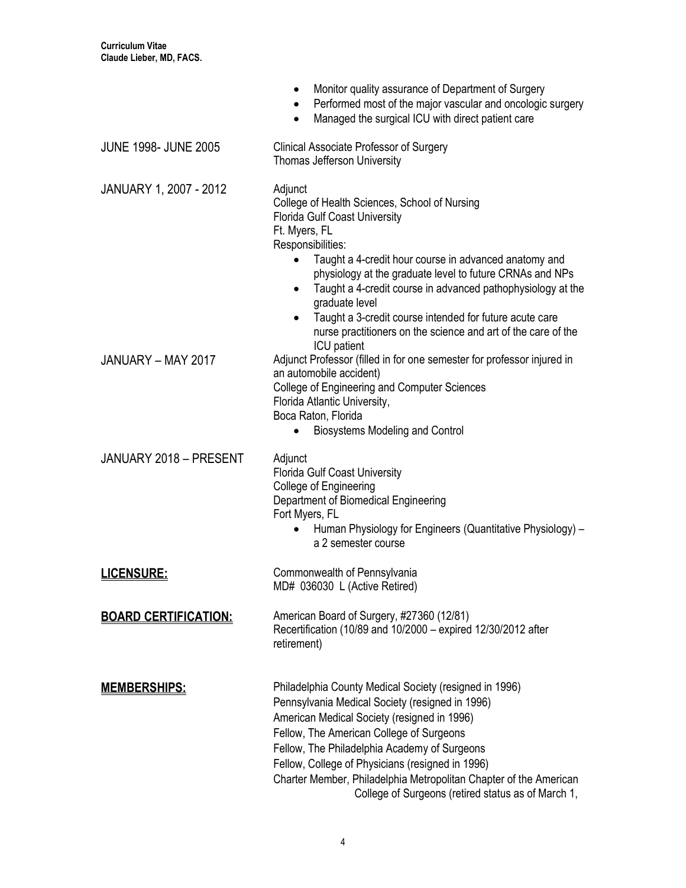- Monitor quality assurance of Department of Surgery
- Performed most of the major vascular and oncologic surgery
- Managed the surgical ICU with direct patient care

**JUNE 1998- JUNE 2005**
Clinical Associate Professor of Surgery
Thomas Jefferson University

**JANUARY 1, 2007 - 2012**
Adjunct
College of Health Sciences, School of Nursing
Florida Gulf Coast University
Ft. Myers, FL
Responsibilities:

- Taught a 4-credit hour course in advanced anatomy and physiology at the graduate level to future CRNAs and NPs
- Taught a 4-credit course in advanced pathophysiology at the graduate level
- Taught a 3-credit course intended for future acute care nurse practitioners on the science and art of the care of the ICU patient

**JANUARY – MAY 2017**
Adjunct Professor (filled in for one semester for professor injured in an automobile accident)
College of Engineering and Computer Sciences
Florida Atlantic University,
Boca Raton, Florida

- Biosystems Modeling and Control

**JANUARY 2018 – PRESENT**
Adjunct
Florida Gulf Coast University
College of Engineering
Department of Biomedical Engineering
Fort Myers, FL

- Human Physiology for Engineers (Quantitative Physiology) – a 2 semester course

## LICENSURE:

Commonwealth of Pennsylvania
MD# 036030 L (Active Retired)

## BOARD CERTIFICATION:

American Board of Surgery, #27360 (12/81)
Recertification (10/89 and 10/2000 – expired 12/30/2012 after retirement)

## MEMBERSHIPS:

Philadelphia County Medical Society (resigned in 1996)
Pennsylvania Medical Society (resigned in 1996)
American Medical Society (resigned in 1996)
Fellow, The American College of Surgeons
Fellow, The Philadelphia Academy of Surgeons
Fellow, College of Physicians (resigned in 1996)
Charter Member, Philadelphia Metropolitan Chapter of the American College of Surgeons (retired status as of March 1,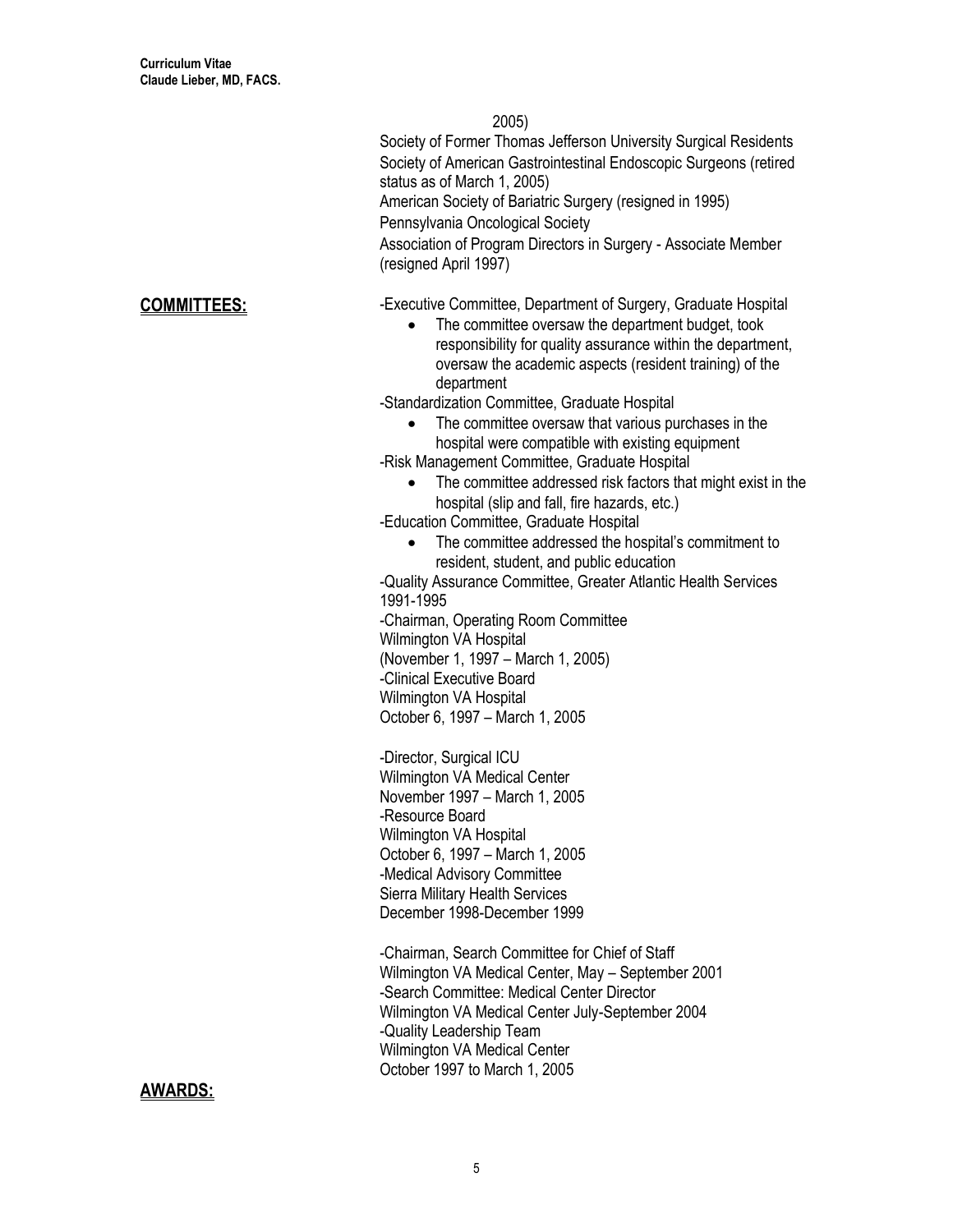2005)

Society of Former Thomas Jefferson University Surgical Residents

Society of American Gastrointestinal Endoscopic Surgeons (retired status as of March 1, 2005)

American Society of Bariatric Surgery (resigned in 1995)

Pennsylvania Oncological Society

Association of Program Directors in Surgery - Associate Member (resigned April 1997)

## COMMITTEES:

-Executive Committee, Department of Surgery, Graduate Hospital

- The committee oversaw the department budget, took responsibility for quality assurance within the department, oversaw the academic aspects (resident training) of the department

-Standardization Committee, Graduate Hospital

- The committee oversaw that various purchases in the hospital were compatible with existing equipment

-Risk Management Committee, Graduate Hospital

- The committee addressed risk factors that might exist in the hospital (slip and fall, fire hazards, etc.)

-Education Committee, Graduate Hospital

- The committee addressed the hospital's commitment to resident, student, and public education

-Quality Assurance Committee, Greater Atlantic Health Services 1991-1995

-Chairman, Operating Room Committee
Wilmington VA Hospital
(November 1, 1997 – March 1, 2005)

-Clinical Executive Board
Wilmington VA Hospital
October 6, 1997 – March 1, 2005

-Director, Surgical ICU
Wilmington VA Medical Center
November 1997 – March 1, 2005

-Resource Board
Wilmington VA Hospital
October 6, 1997 – March 1, 2005

-Medical Advisory Committee
Sierra Military Health Services
December 1998-December 1999

-Chairman, Search Committee for Chief of Staff
Wilmington VA Medical Center, May – September 2001

-Search Committee: Medical Center Director
Wilmington VA Medical Center July-September 2004

-Quality Leadership Team
Wilmington VA Medical Center
October 1997 to March 1, 2005

## AWARDS: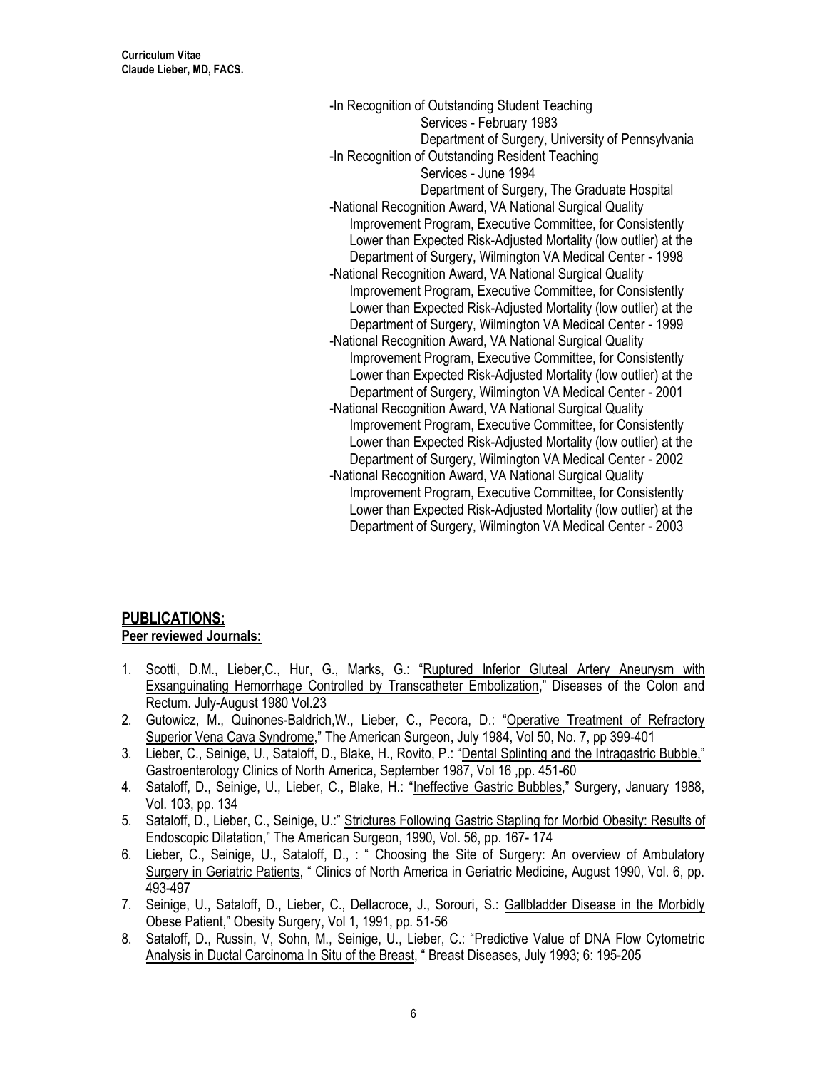-In Recognition of Outstanding Student Teaching
Services - February 1983
Department of Surgery, University of Pennsylvania

-In Recognition of Outstanding Resident Teaching
Services - June 1994
Department of Surgery, The Graduate Hospital

-National Recognition Award, VA National Surgical Quality Improvement Program, Executive Committee, for Consistently Lower than Expected Risk-Adjusted Mortality (low outlier) at the Department of Surgery, Wilmington VA Medical Center - 1998

-National Recognition Award, VA National Surgical Quality Improvement Program, Executive Committee, for Consistently Lower than Expected Risk-Adjusted Mortality (low outlier) at the Department of Surgery, Wilmington VA Medical Center - 1999

-National Recognition Award, VA National Surgical Quality Improvement Program, Executive Committee, for Consistently Lower than Expected Risk-Adjusted Mortality (low outlier) at the Department of Surgery, Wilmington VA Medical Center - 2001

-National Recognition Award, VA National Surgical Quality Improvement Program, Executive Committee, for Consistently Lower than Expected Risk-Adjusted Mortality (low outlier) at the Department of Surgery, Wilmington VA Medical Center - 2002

-National Recognition Award, VA National Surgical Quality Improvement Program, Executive Committee, for Consistently Lower than Expected Risk-Adjusted Mortality (low outlier) at the Department of Surgery, Wilmington VA Medical Center - 2003

## PUBLICATIONS:

### Peer reviewed Journals:

1. Scotti, D.M., Lieber,C., Hur, G., Marks, G.: "Ruptured Inferior Gluteal Artery Aneurysm with Exsanguinating Hemorrhage Controlled by Transcatheter Embolization," Diseases of the Colon and Rectum. July-August 1980 Vol.23
2. Gutowicz, M., Quinones-Baldrich,W., Lieber, C., Pecora, D.: "Operative Treatment of Refractory Superior Vena Cava Syndrome," The American Surgeon, July 1984, Vol 50, No. 7, pp 399-401
3. Lieber, C., Seinige, U., Sataloff, D., Blake, H., Rovito, P.: "Dental Splinting and the Intragastric Bubble," Gastroenterology Clinics of North America, September 1987, Vol 16 ,pp. 451-60
4. Sataloff, D., Seinige, U., Lieber, C., Blake, H.: "Ineffective Gastric Bubbles," Surgery, January 1988, Vol. 103, pp. 134
5. Sataloff, D., Lieber, C., Seinige, U.:" Strictures Following Gastric Stapling for Morbid Obesity: Results of Endoscopic Dilatation," The American Surgeon, 1990, Vol. 56, pp. 167- 174
6. Lieber, C., Seinige, U., Sataloff, D., : " Choosing the Site of Surgery: An overview of Ambulatory Surgery in Geriatric Patients, " Clinics of North America in Geriatric Medicine, August 1990, Vol. 6, pp. 493-497
7. Seinige, U., Sataloff, D., Lieber, C., Dellacroce, J., Sorouri, S.: Gallbladder Disease in the Morbidly Obese Patient," Obesity Surgery, Vol 1, 1991, pp. 51-56
8. Sataloff, D., Russin, V, Sohn, M., Seinige, U., Lieber, C.: "Predictive Value of DNA Flow Cytometric Analysis in Ductal Carcinoma In Situ of the Breast, " Breast Diseases, July 1993; 6: 195-205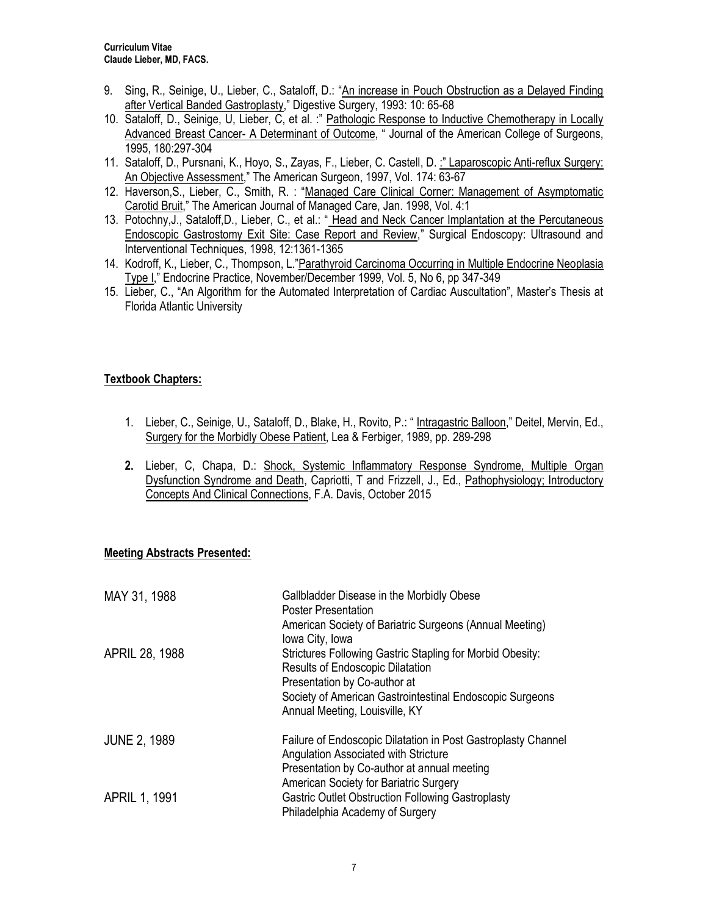9. Sing, R., Seinige, U., Lieber, C., Sataloff, D.: "An increase in Pouch Obstruction as a Delayed Finding after Vertical Banded Gastroplasty," Digestive Surgery, 1993: 10: 65-68
10. Sataloff, D., Seinige, U, Lieber, C, et al. :" Pathologic Response to Inductive Chemotherapy in Locally Advanced Breast Cancer- A Determinant of Outcome, " Journal of the American College of Surgeons, 1995, 180:297-304
11. Sataloff, D., Pursnani, K., Hoyo, S., Zayas, F., Lieber, C. Castell, D. :" Laparoscopic Anti-reflux Surgery: An Objective Assessment," The American Surgeon, 1997, Vol. 174: 63-67
12. Haverson,S., Lieber, C., Smith, R. : "Managed Care Clinical Corner: Management of Asymptomatic Carotid Bruit," The American Journal of Managed Care, Jan. 1998, Vol. 4:1
13. Potochny,J., Sataloff,D., Lieber, C., et al.: " Head and Neck Cancer Implantation at the Percutaneous Endoscopic Gastrostomy Exit Site: Case Report and Review," Surgical Endoscopy: Ultrasound and Interventional Techniques, 1998, 12:1361-1365
14. Kodroff, K., Lieber, C., Thompson, L."Parathyroid Carcinoma Occurring in Multiple Endocrine Neoplasia Type I," Endocrine Practice, November/December 1999, Vol. 5, No 6, pp 347-349
15. Lieber, C., "An Algorithm for the Automated Interpretation of Cardiac Auscultation", Master's Thesis at Florida Atlantic University

**Textbook Chapters:**

1. Lieber, C., Seinige, U., Sataloff, D., Blake, H., Rovito, P.: " Intragastric Balloon," Deitel, Mervin, Ed., Surgery for the Morbidly Obese Patient, Lea & Ferbiger, 1989, pp. 289-298
2. Lieber, C, Chapa, D.: Shock, Systemic Inflammatory Response Syndrome, Multiple Organ Dysfunction Syndrome and Death, Capriotti, T and Frizzell, J., Ed., Pathophysiology; Introductory Concepts And Clinical Connections, F.A. Davis, October 2015

**Meeting Abstracts Presented:**

| | |
|---|---|
| MAY 31, 1988 | Gallbladder Disease in the Morbidly Obese<br>Poster Presentation<br>American Society of Bariatric Surgeons (Annual Meeting)<br>Iowa City, Iowa |
| APRIL 28, 1988 | Strictures Following Gastric Stapling for Morbid Obesity: Results of Endoscopic Dilatation<br>Presentation by Co-author at<br>Society of American Gastrointestinal Endoscopic Surgeons Annual Meeting, Louisville, KY |
| JUNE 2, 1989 | Failure of Endoscopic Dilatation in Post Gastroplasty Channel Angulation Associated with Stricture<br>Presentation by Co-author at annual meeting<br>American Society for Bariatric Surgery |
| APRIL 1, 1991 | Gastric Outlet Obstruction Following Gastroplasty<br>Philadelphia Academy of Surgery |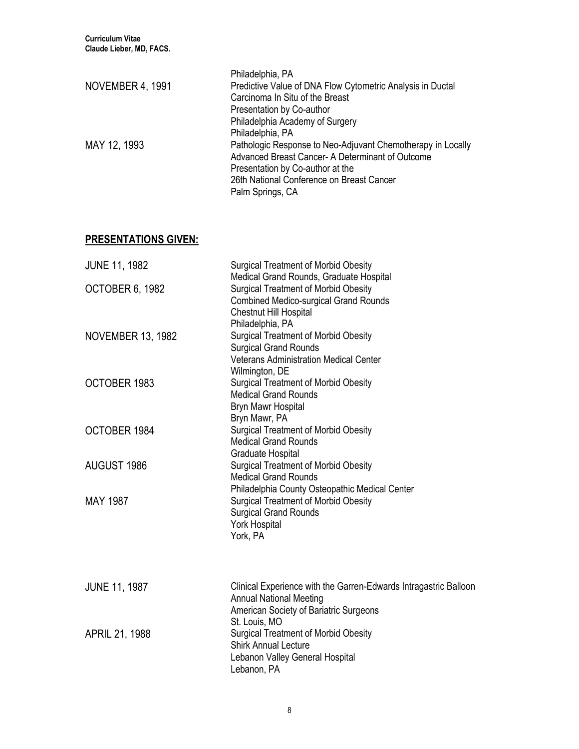Philadelphia, PA

NOVEMBER 4, 1991
Predictive Value of DNA Flow Cytometric Analysis in Ductal Carcinoma In Situ of the Breast
Presentation by Co-author
Philadelphia Academy of Surgery
Philadelphia, PA

MAY 12, 1993
Pathologic Response to Neo-Adjuvant Chemotherapy in Locally Advanced Breast Cancer- A Determinant of Outcome
Presentation by Co-author at the
26th National Conference on Breast Cancer
Palm Springs, CA

## PRESENTATIONS GIVEN:

JUNE 11, 1982
Surgical Treatment of Morbid Obesity
Medical Grand Rounds, Graduate Hospital

OCTOBER 6, 1982
Surgical Treatment of Morbid Obesity
Combined Medico-surgical Grand Rounds
Chestnut Hill Hospital
Philadelphia, PA

NOVEMBER 13, 1982
Surgical Treatment of Morbid Obesity
Surgical Grand Rounds
Veterans Administration Medical Center
Wilmington, DE

OCTOBER 1983
Surgical Treatment of Morbid Obesity
Medical Grand Rounds
Bryn Mawr Hospital
Bryn Mawr, PA

OCTOBER 1984
Surgical Treatment of Morbid Obesity
Medical Grand Rounds
Graduate Hospital

AUGUST 1986
Surgical Treatment of Morbid Obesity
Medical Grand Rounds
Philadelphia County Osteopathic Medical Center

MAY 1987
Surgical Treatment of Morbid Obesity
Surgical Grand Rounds
York Hospital
York, PA

JUNE 11, 1987
Clinical Experience with the Garren-Edwards Intragastric Balloon
Annual National Meeting
American Society of Bariatric Surgeons
St. Louis, MO

APRIL 21, 1988
Surgical Treatment of Morbid Obesity
Shirk Annual Lecture
Lebanon Valley General Hospital
Lebanon, PA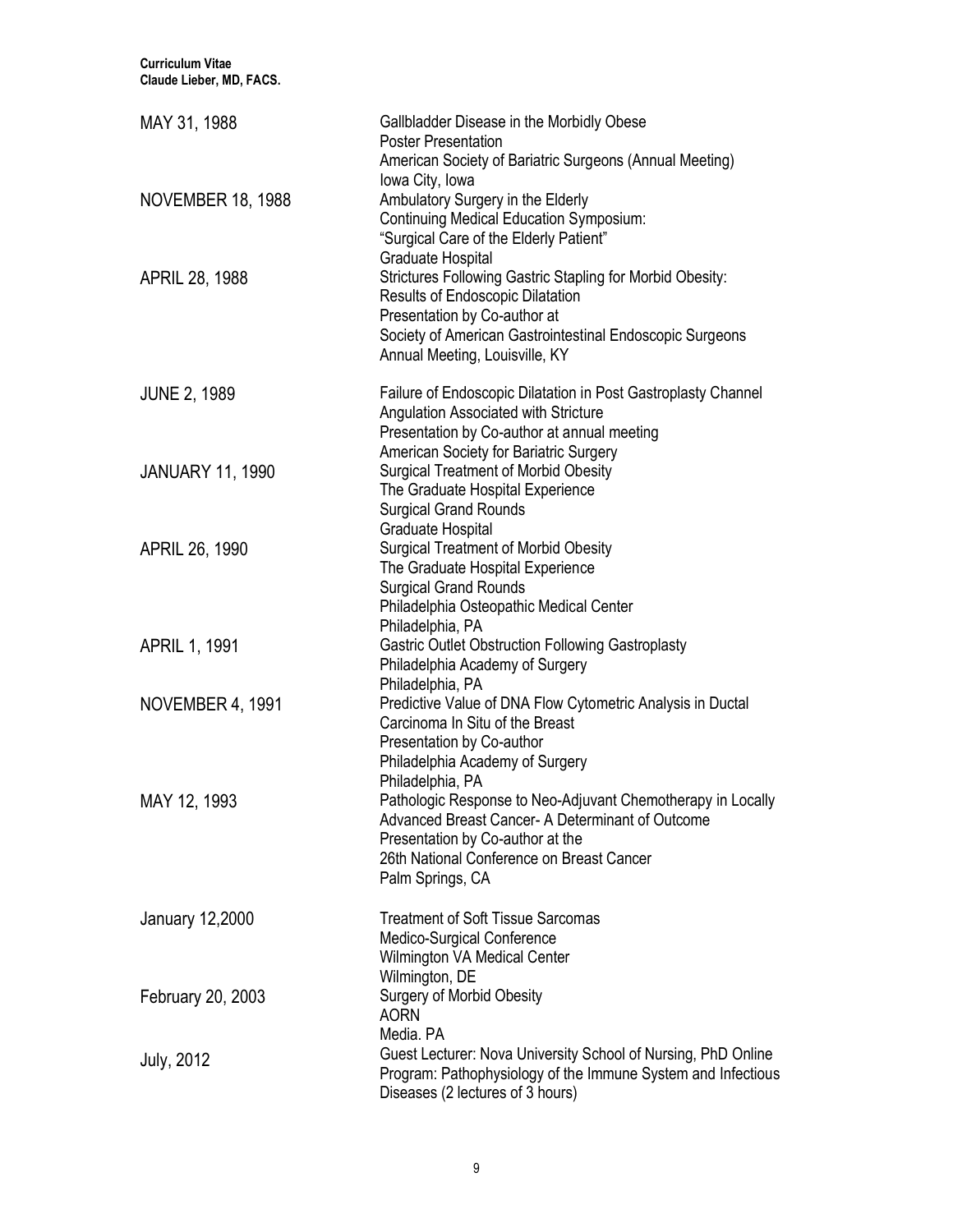| | |
|---|---|
| MAY 31, 1988 | Gallbladder Disease in the Morbidly Obese<br>Poster Presentation<br>American Society of Bariatric Surgeons (Annual Meeting)<br>Iowa City, Iowa |
| NOVEMBER 18, 1988 | Ambulatory Surgery in the Elderly<br>Continuing Medical Education Symposium:<br>"Surgical Care of the Elderly Patient"<br>Graduate Hospital |
| APRIL 28, 1988 | Strictures Following Gastric Stapling for Morbid Obesity:<br>Results of Endoscopic Dilatation<br>Presentation by Co-author at<br>Society of American Gastrointestinal Endoscopic Surgeons<br>Annual Meeting, Louisville, KY |
| JUNE 2, 1989 | Failure of Endoscopic Dilatation in Post Gastroplasty Channel<br>Angulation Associated with Stricture<br>Presentation by Co-author at annual meeting<br>American Society for Bariatric Surgery |
| JANUARY 11, 1990 | Surgical Treatment of Morbid Obesity<br>The Graduate Hospital Experience<br>Surgical Grand Rounds<br>Graduate Hospital |
| APRIL 26, 1990 | Surgical Treatment of Morbid Obesity<br>The Graduate Hospital Experience<br>Surgical Grand Rounds<br>Philadelphia Osteopathic Medical Center<br>Philadelphia, PA |
| APRIL 1, 1991 | Gastric Outlet Obstruction Following Gastroplasty<br>Philadelphia Academy of Surgery<br>Philadelphia, PA |
| NOVEMBER 4, 1991 | Predictive Value of DNA Flow Cytometric Analysis in Ductal<br>Carcinoma In Situ of the Breast<br>Presentation by Co-author<br>Philadelphia Academy of Surgery<br>Philadelphia, PA |
| MAY 12, 1993 | Pathologic Response to Neo-Adjuvant Chemotherapy in Locally<br>Advanced Breast Cancer- A Determinant of Outcome<br>Presentation by Co-author at the<br>26th National Conference on Breast Cancer<br>Palm Springs, CA |
| January 12,2000 | Treatment of Soft Tissue Sarcomas<br>Medico-Surgical Conference<br>Wilmington VA Medical Center<br>Wilmington, DE |
| February 20, 2003 | Surgery of Morbid Obesity<br>AORN<br>Media. PA |
| July, 2012 | Guest Lecturer: Nova University School of Nursing, PhD Online<br>Program: Pathophysiology of the Immune System and Infectious<br>Diseases (2 lectures of 3 hours) |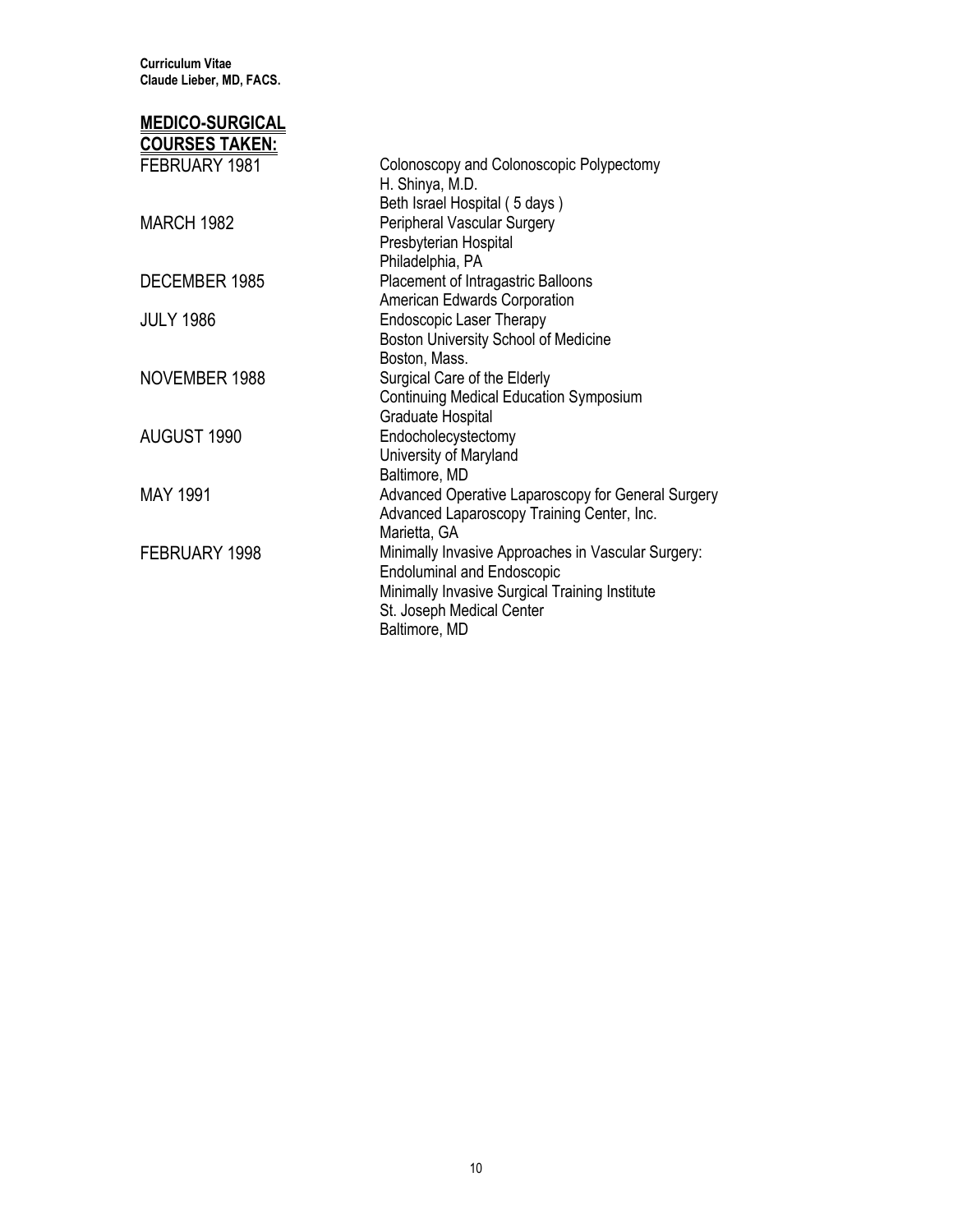## MEDICO-SURGICAL COURSES TAKEN:

| | |
|---|---|
| FEBRUARY 1981 | Colonoscopy and Colonoscopic Polypectomy<br>H. Shinya, M.D.<br>Beth Israel Hospital ( 5 days ) |
| MARCH 1982 | Peripheral Vascular Surgery<br>Presbyterian Hospital<br>Philadelphia, PA |
| DECEMBER 1985 | Placement of Intragastric Balloons<br>American Edwards Corporation |
| JULY 1986 | Endoscopic Laser Therapy<br>Boston University School of Medicine<br>Boston, Mass. |
| NOVEMBER 1988 | Surgical Care of the Elderly<br>Continuing Medical Education Symposium<br>Graduate Hospital |
| AUGUST 1990 | Endocholecystectomy<br>University of Maryland<br>Baltimore, MD |
| MAY 1991 | Advanced Operative Laparoscopy for General Surgery<br>Advanced Laparoscopy Training Center, Inc.<br>Marietta, GA |
| FEBRUARY 1998 | Minimally Invasive Approaches in Vascular Surgery:<br>Endoluminal and Endoscopic<br>Minimally Invasive Surgical Training Institute<br>St. Joseph Medical Center<br>Baltimore, MD |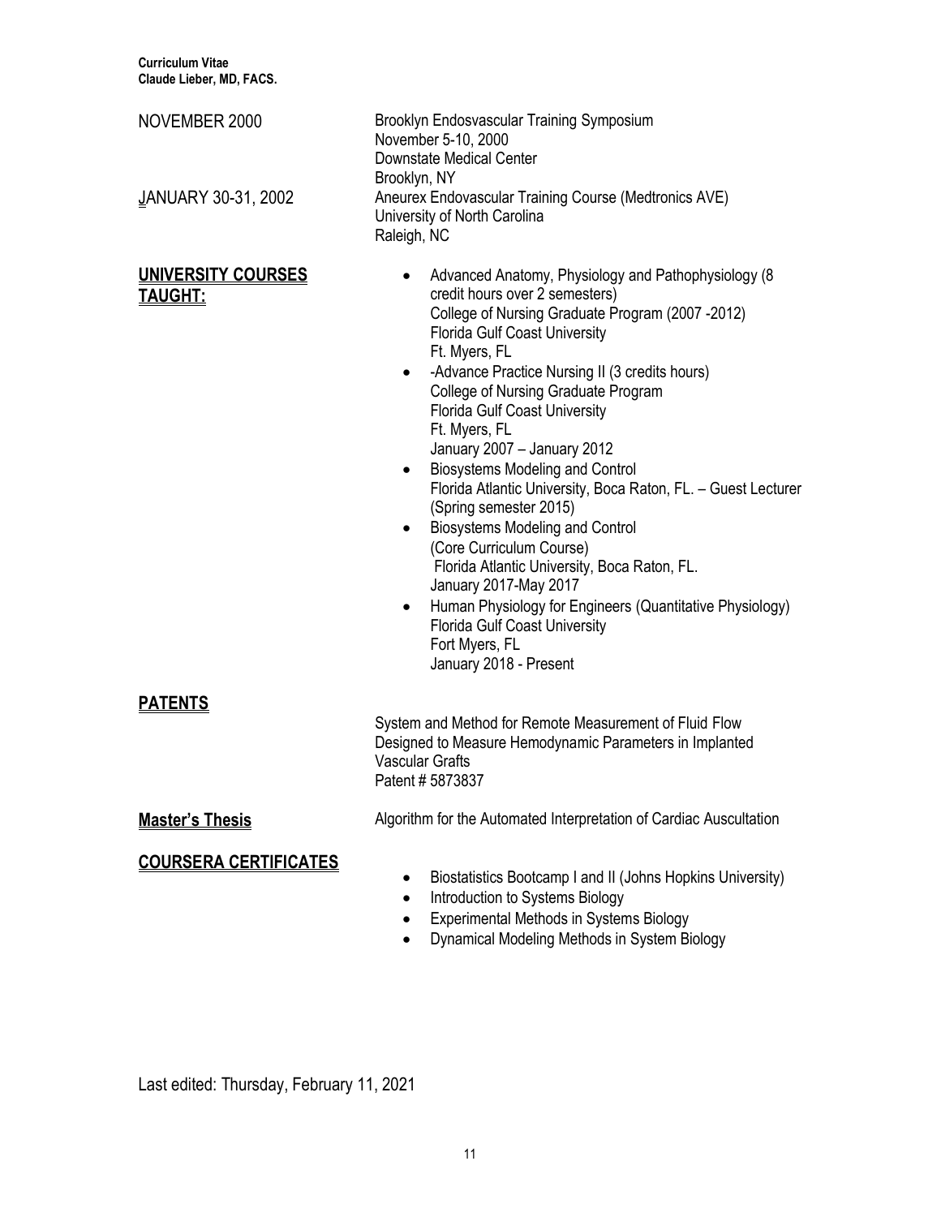NOVEMBER 2000 — Brooklyn Endosvascular Training Symposium
November 5-10, 2000
Downstate Medical Center
Brooklyn, NY

JANUARY 30-31, 2002 — Aneurex Endovascular Training Course (Medtronics AVE)
University of North Carolina
Raleigh, NC

## UNIVERSITY COURSES TAUGHT:

- Advanced Anatomy, Physiology and Pathophysiology (8 credit hours over 2 semesters)
  College of Nursing Graduate Program (2007 -2012)
  Florida Gulf Coast University
  Ft. Myers, FL
- -Advance Practice Nursing II (3 credits hours)
  College of Nursing Graduate Program
  Florida Gulf Coast University
  Ft. Myers, FL
  January 2007 – January 2012
- Biosystems Modeling and Control
  Florida Atlantic University, Boca Raton, FL. – Guest Lecturer (Spring semester 2015)
- Biosystems Modeling and Control
  (Core Curriculum Course)
  Florida Atlantic University, Boca Raton, FL.
  January 2017-May 2017
- Human Physiology for Engineers (Quantitative Physiology)
  Florida Gulf Coast University
  Fort Myers, FL
  January 2018 - Present

## PATENTS

System and Method for Remote Measurement of Fluid Flow Designed to Measure Hemodynamic Parameters in Implanted Vascular Grafts
Patent # 5873837

## Master's Thesis

Algorithm for the Automated Interpretation of Cardiac Auscultation

## COURSERA CERTIFICATES

- Biostatistics Bootcamp I and II (Johns Hopkins University)
- Introduction to Systems Biology
- Experimental Methods in Systems Biology
- Dynamical Modeling Methods in System Biology

Last edited: Thursday, February 11, 2021